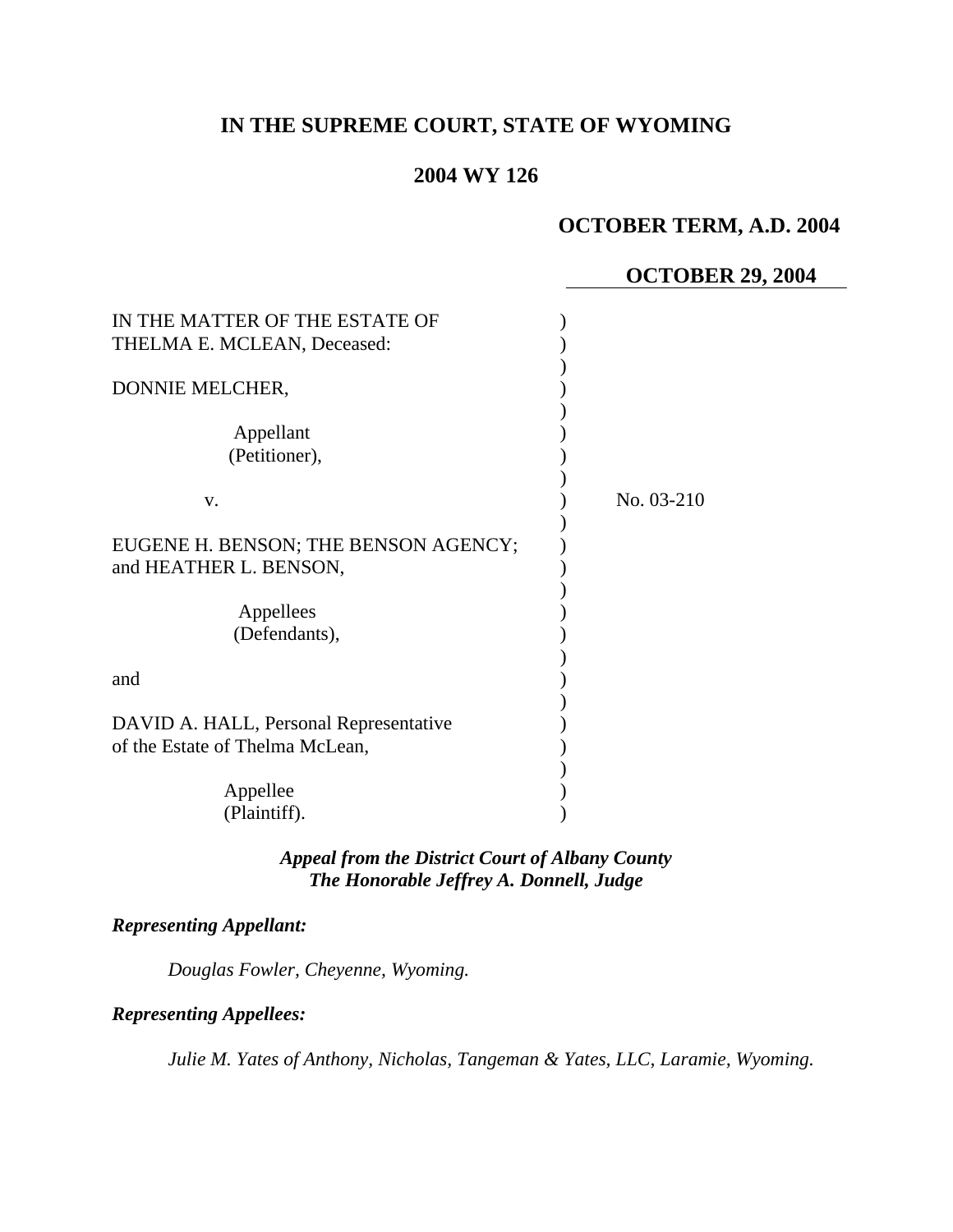# IN THE SUPREME COURT, STATE OF WYOMING

## 2004 WY 126

**OCTOBER TERM, A.D. 2004**

**OCTOBER 29, 2004**

IN THE MATTER OF THE ESTATE OF THELMA E. MCLEAN, Deceased:

DONNIE MELCHER,

Appellant (Petitioner),

v.

EUGENE H. BENSON; THE BENSON AGENCY; and HEATHER L. BENSON,

Appellees (Defendants),

and

DAVID A. HALL, Personal Representative of the Estate of Thelma McLean,

Appellee (Plaintiff).

No. 03-210

***Appeal from the District Court of Albany County***
***The Honorable Jeffrey A. Donnell, Judge***

***Representing Appellant:***

*Douglas Fowler, Cheyenne, Wyoming.*

***Representing Appellees:***

*Julie M. Yates of Anthony, Nicholas, Tangeman & Yates, LLC, Laramie, Wyoming.*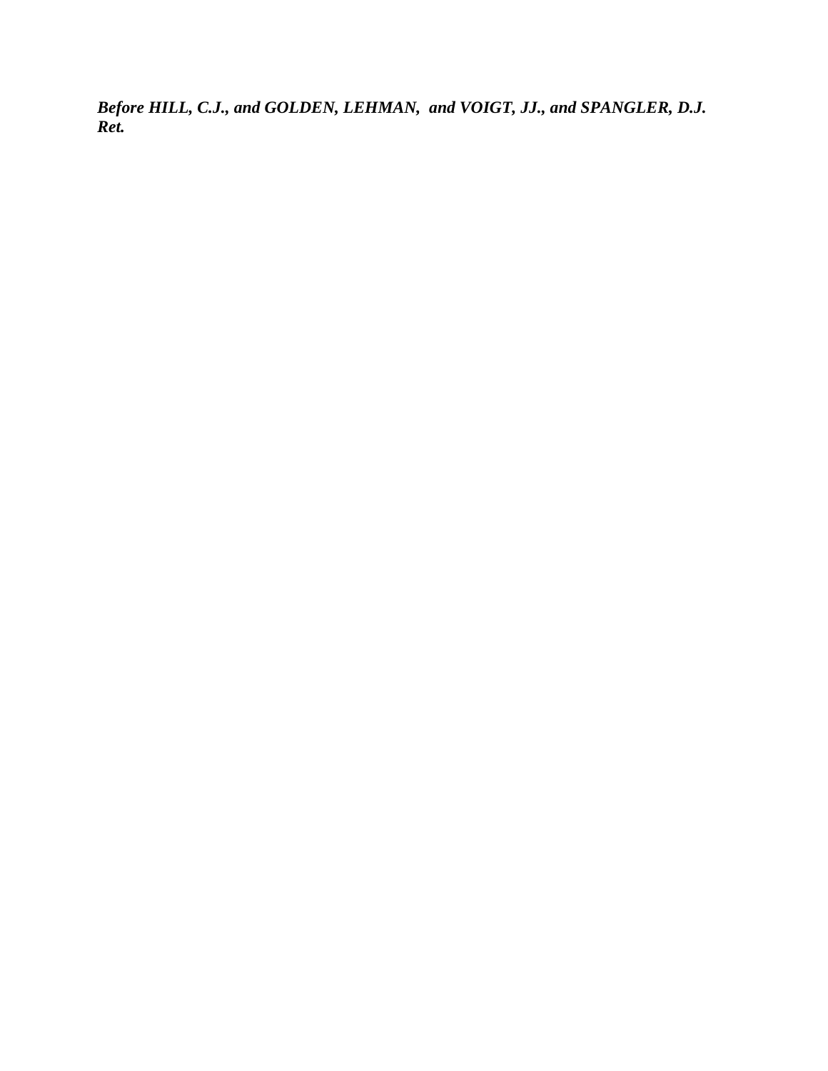***Before HILL, C.J., and GOLDEN, LEHMAN, and VOIGT, JJ., and SPANGLER, D.J. Ret.***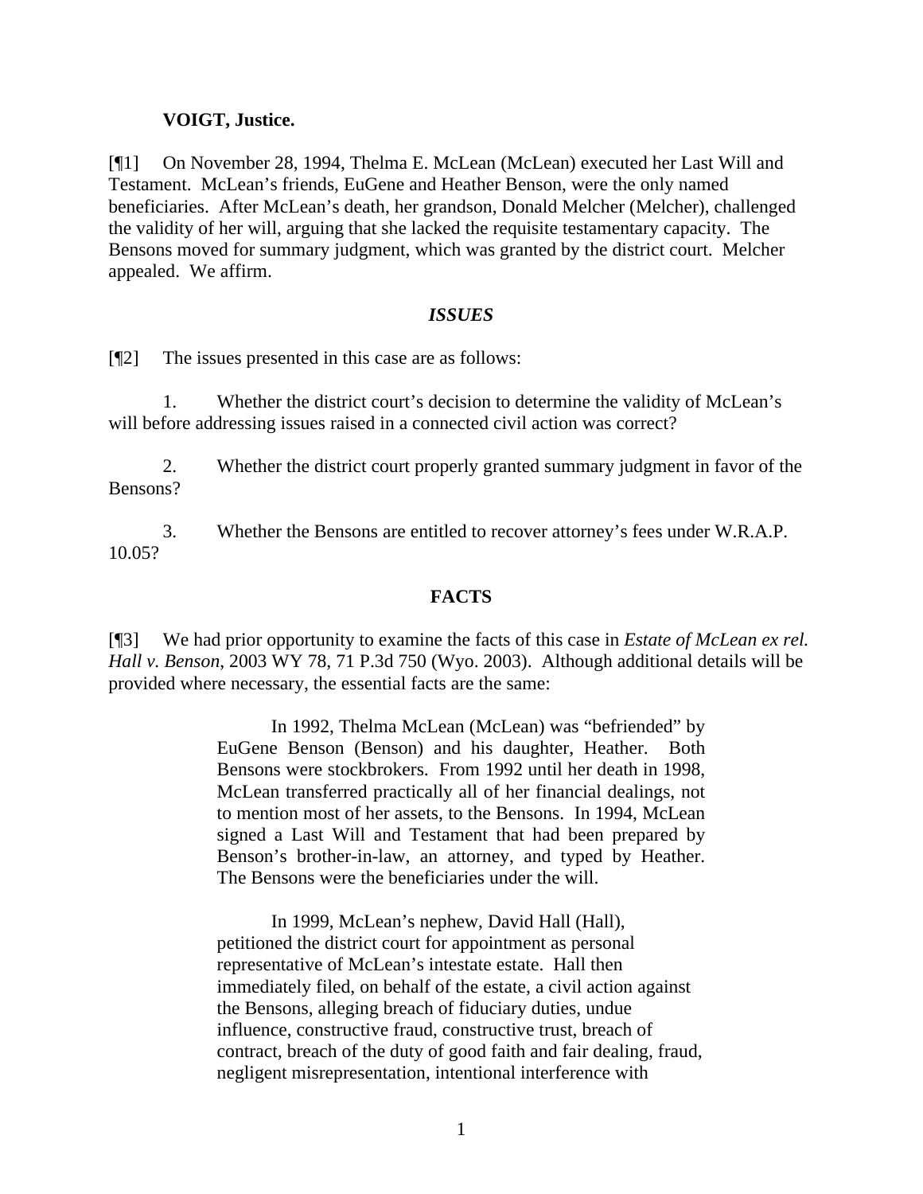**VOIGT, Justice.**

[¶1] On November 28, 1994, Thelma E. McLean (McLean) executed her Last Will and Testament. McLean's friends, EuGene and Heather Benson, were the only named beneficiaries. After McLean's death, her grandson, Donald Melcher (Melcher), challenged the validity of her will, arguing that she lacked the requisite testamentary capacity. The Bensons moved for summary judgment, which was granted by the district court. Melcher appealed. We affirm.

## *ISSUES*

[¶2] The issues presented in this case are as follows:

1. Whether the district court's decision to determine the validity of McLean's will before addressing issues raised in a connected civil action was correct?

2. Whether the district court properly granted summary judgment in favor of the Bensons?

3. Whether the Bensons are entitled to recover attorney's fees under W.R.A.P. 10.05?

## FACTS

[¶3] We had prior opportunity to examine the facts of this case in *Estate of McLean ex rel. Hall v. Benson*, 2003 WY 78, 71 P.3d 750 (Wyo. 2003). Although additional details will be provided where necessary, the essential facts are the same:

> In 1992, Thelma McLean (McLean) was "befriended" by EuGene Benson (Benson) and his daughter, Heather. Both Bensons were stockbrokers. From 1992 until her death in 1998, McLean transferred practically all of her financial dealings, not to mention most of her assets, to the Bensons. In 1994, McLean signed a Last Will and Testament that had been prepared by Benson's brother-in-law, an attorney, and typed by Heather. The Bensons were the beneficiaries under the will.
>
> In 1999, McLean's nephew, David Hall (Hall), petitioned the district court for appointment as personal representative of McLean's intestate estate. Hall then immediately filed, on behalf of the estate, a civil action against the Bensons, alleging breach of fiduciary duties, undue influence, constructive fraud, constructive trust, breach of contract, breach of the duty of good faith and fair dealing, fraud, negligent misrepresentation, intentional interference with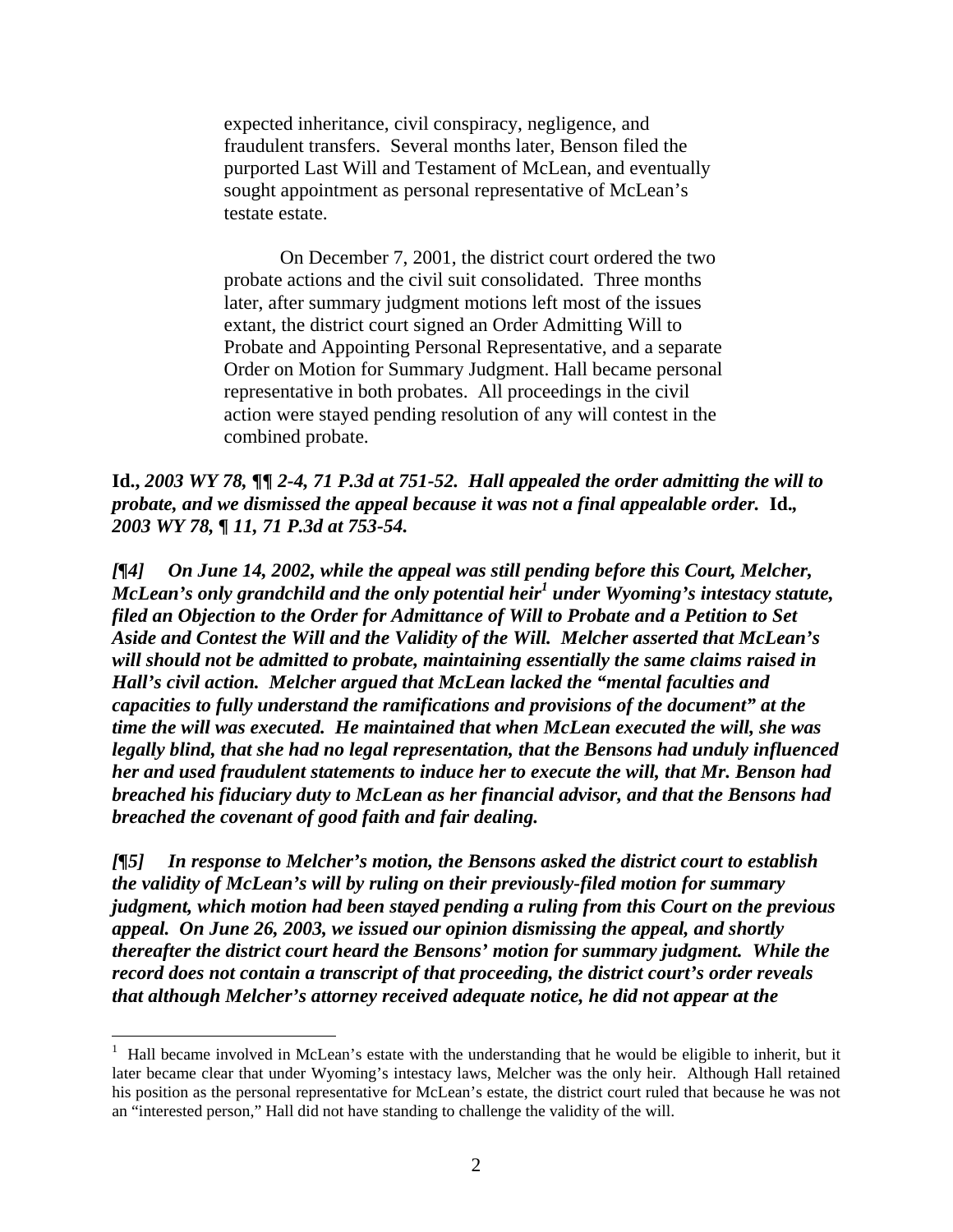> expected inheritance, civil conspiracy, negligence, and fraudulent transfers. Several months later, Benson filed the purported Last Will and Testament of McLean, and eventually sought appointment as personal representative of McLean's testate estate.
>
> On December 7, 2001, the district court ordered the two probate actions and the civil suit consolidated. Three months later, after summary judgment motions left most of the issues extant, the district court signed an Order Admitting Will to Probate and Appointing Personal Representative, and a separate Order on Motion for Summary Judgment. Hall became personal representative in both probates. All proceedings in the civil action were stayed pending resolution of any will contest in the combined probate.

**Id.**, *2003 WY 78, ¶¶ 2-4, 71 P.3d at 751-52. Hall appealed the order admitting the will to probate, and we dismissed the appeal because it was not a final appealable order.* **Id.**, *2003 WY 78, ¶ 11, 71 P.3d at 753-54.*

*[¶4] On June 14, 2002, while the appeal was still pending before this Court, Melcher, McLean's only grandchild and the only potential heir[1] under Wyoming's intestacy statute, filed an Objection to the Order for Admittance of Will to Probate and a Petition to Set Aside and Contest the Will and the Validity of the Will. Melcher asserted that McLean's will should not be admitted to probate, maintaining essentially the same claims raised in Hall's civil action. Melcher argued that McLean lacked the "mental faculties and capacities to fully understand the ramifications and provisions of the document" at the time the will was executed. He maintained that when McLean executed the will, she was legally blind, that she had no legal representation, that the Bensons had unduly influenced her and used fraudulent statements to induce her to execute the will, that Mr. Benson had breached his fiduciary duty to McLean as her financial advisor, and that the Bensons had breached the covenant of good faith and fair dealing.*

*[¶5] In response to Melcher's motion, the Bensons asked the district court to establish the validity of McLean's will by ruling on their previously-filed motion for summary judgment, which motion had been stayed pending a ruling from this Court on the previous appeal. On June 26, 2003, we issued our opinion dismissing the appeal, and shortly thereafter the district court heard the Bensons' motion for summary judgment. While the record does not contain a transcript of that proceeding, the district court's order reveals that although Melcher's attorney received adequate notice, he did not appear at the*

---

[1] Hall became involved in McLean's estate with the understanding that he would be eligible to inherit, but it later became clear that under Wyoming's intestacy laws, Melcher was the only heir. Although Hall retained his position as the personal representative for McLean's estate, the district court ruled that because he was not an "interested person," Hall did not have standing to challenge the validity of the will.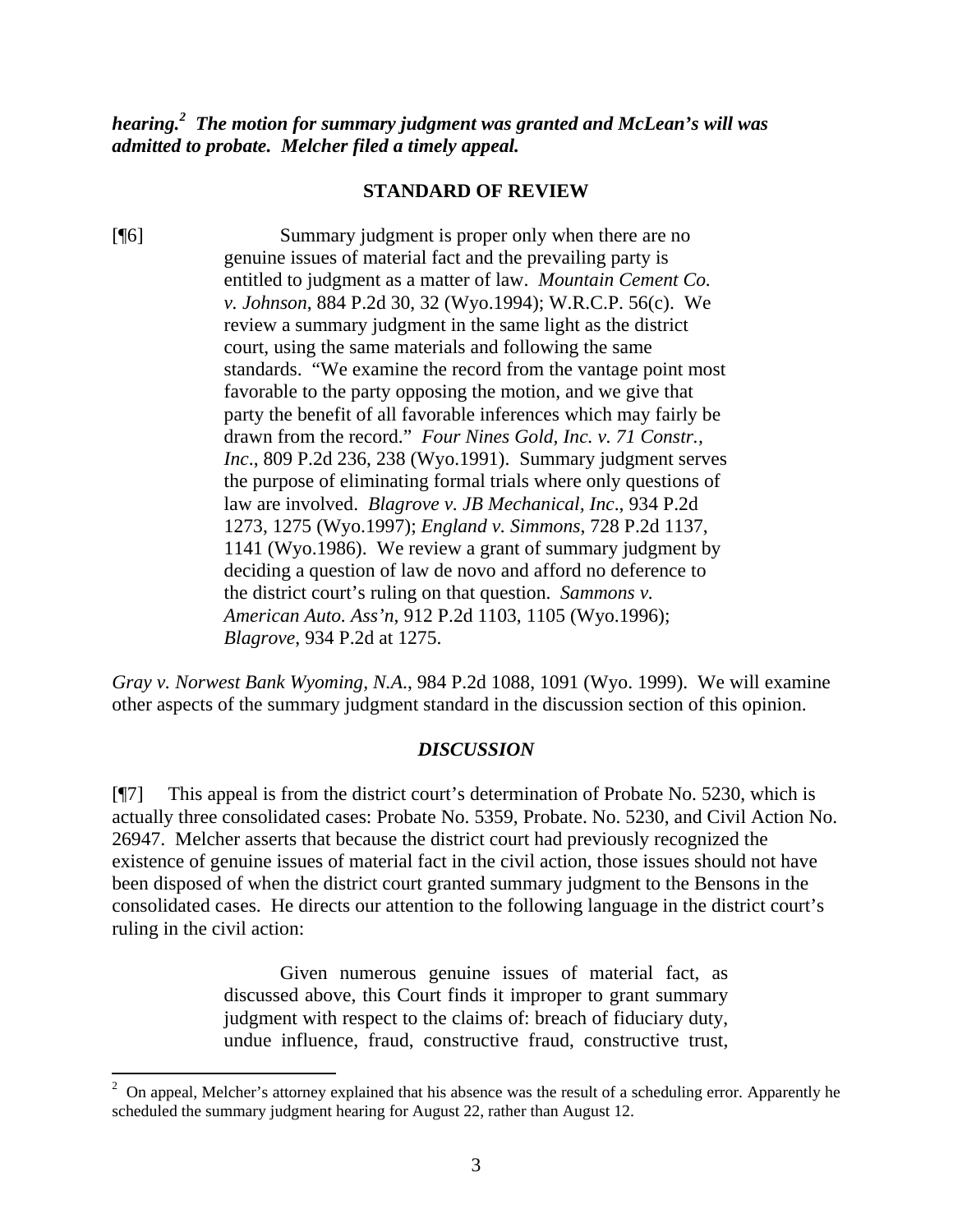***hearing.[2] The motion for summary judgment was granted and McLean's will was admitted to probate. Melcher filed a timely appeal.***

**STANDARD OF REVIEW**

[¶6] Summary judgment is proper only when there are no genuine issues of material fact and the prevailing party is entitled to judgment as a matter of law. *Mountain Cement Co. v. Johnson*, 884 P.2d 30, 32 (Wyo.1994); W.R.C.P. 56(c). We review a summary judgment in the same light as the district court, using the same materials and following the same standards. "We examine the record from the vantage point most favorable to the party opposing the motion, and we give that party the benefit of all favorable inferences which may fairly be drawn from the record." *Four Nines Gold, Inc. v. 71 Constr., Inc*., 809 P.2d 236, 238 (Wyo.1991). Summary judgment serves the purpose of eliminating formal trials where only questions of law are involved. *Blagrove v. JB Mechanical, Inc*., 934 P.2d 1273, 1275 (Wyo.1997); *England v. Simmons*, 728 P.2d 1137, 1141 (Wyo.1986). We review a grant of summary judgment by deciding a question of law de novo and afford no deference to the district court's ruling on that question. *Sammons v. American Auto. Ass'n*, 912 P.2d 1103, 1105 (Wyo.1996); *Blagrove*, 934 P.2d at 1275.

*Gray v. Norwest Bank Wyoming, N.A*., 984 P.2d 1088, 1091 (Wyo. 1999). We will examine other aspects of the summary judgment standard in the discussion section of this opinion.

***DISCUSSION***

[¶7] This appeal is from the district court's determination of Probate No. 5230, which is actually three consolidated cases: Probate No. 5359, Probate. No. 5230, and Civil Action No. 26947. Melcher asserts that because the district court had previously recognized the existence of genuine issues of material fact in the civil action, those issues should not have been disposed of when the district court granted summary judgment to the Bensons in the consolidated cases. He directs our attention to the following language in the district court's ruling in the civil action:

> Given numerous genuine issues of material fact, as discussed above, this Court finds it improper to grant summary judgment with respect to the claims of: breach of fiduciary duty, undue influence, fraud, constructive fraud, constructive trust,

[2] On appeal, Melcher's attorney explained that his absence was the result of a scheduling error. Apparently he scheduled the summary judgment hearing for August 22, rather than August 12.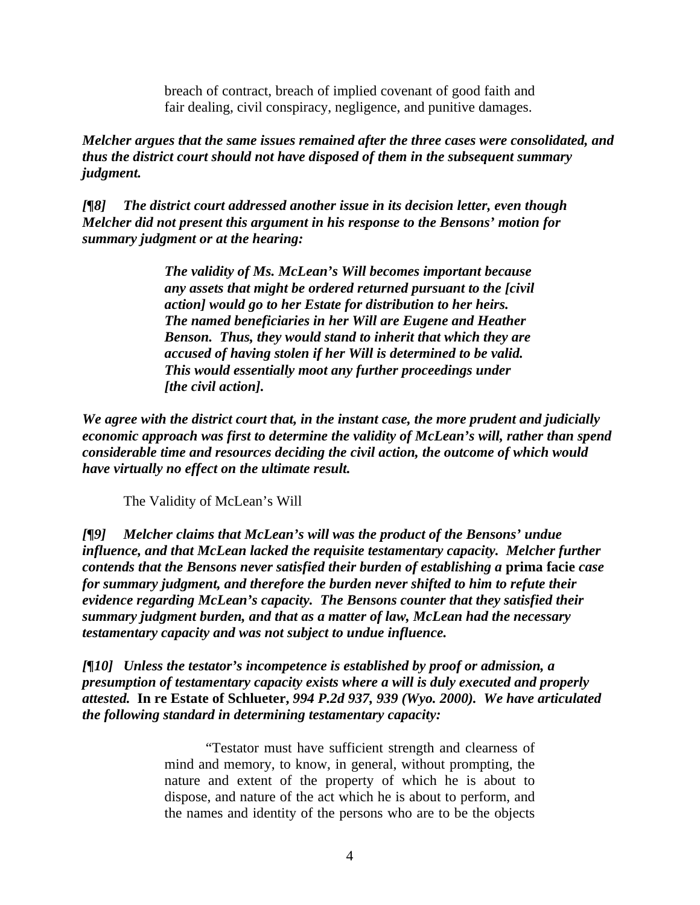> breach of contract, breach of implied covenant of good faith and fair dealing, civil conspiracy, negligence, and punitive damages.

***Melcher argues that the same issues remained after the three cases were consolidated, and thus the district court should not have disposed of them in the subsequent summary judgment.***

***[¶8] The district court addressed another issue in its decision letter, even though Melcher did not present this argument in his response to the Bensons' motion for summary judgment or at the hearing:***

> ***The validity of Ms. McLean's Will becomes important because any assets that might be ordered returned pursuant to the [civil action] would go to her Estate for distribution to her heirs. The named beneficiaries in her Will are Eugene and Heather Benson. Thus, they would stand to inherit that which they are accused of having stolen if her Will is determined to be valid. This would essentially moot any further proceedings under [the civil action].***

***We agree with the district court that, in the instant case, the more prudent and judicially economic approach was first to determine the validity of McLean's will, rather than spend considerable time and resources deciding the civil action, the outcome of which would have virtually no effect on the ultimate result.***

The Validity of McLean's Will

***[¶9] Melcher claims that McLean's will was the product of the Bensons' undue influence, and that McLean lacked the requisite testamentary capacity. Melcher further contends that the Bensons never satisfied their burden of establishing a* prima facie *case for summary judgment, and therefore the burden never shifted to him to refute their evidence regarding McLean's capacity. The Bensons counter that they satisfied their summary judgment burden, and that as a matter of law, McLean had the necessary testamentary capacity and was not subject to undue influence.***

***[¶10] Unless the testator's incompetence is established by proof or admission, a presumption of testamentary capacity exists where a will is duly executed and properly attested.* In re Estate of Schlueter, *994 P.2d 937, 939 (Wyo. 2000). We have articulated the following standard in determining testamentary capacity:***

> "Testator must have sufficient strength and clearness of mind and memory, to know, in general, without prompting, the nature and extent of the property of which he is about to dispose, and nature of the act which he is about to perform, and the names and identity of the persons who are to be the objects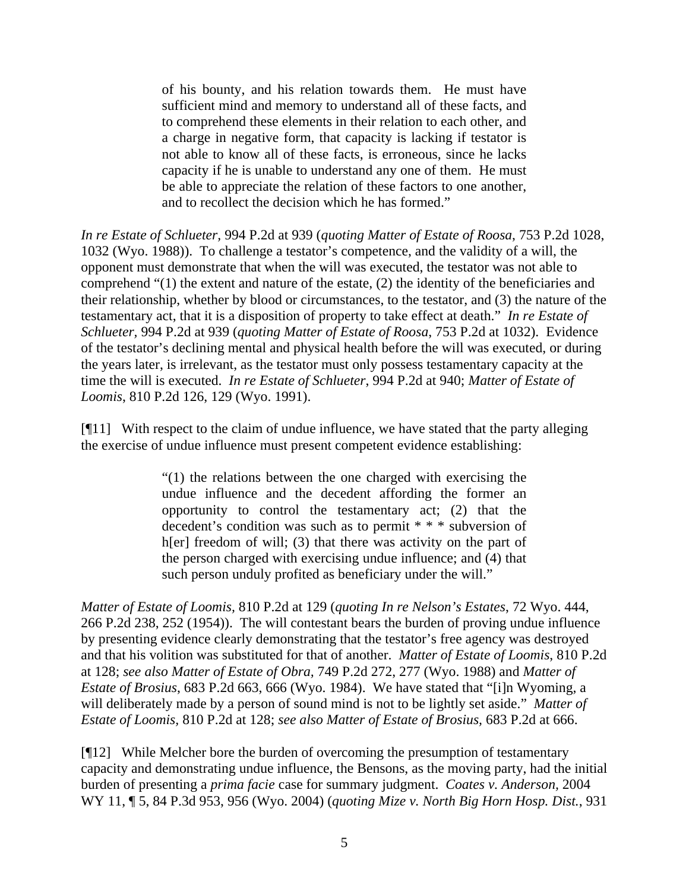> of his bounty, and his relation towards them. He must have sufficient mind and memory to understand all of these facts, and to comprehend these elements in their relation to each other, and a charge in negative form, that capacity is lacking if testator is not able to know all of these facts, is erroneous, since he lacks capacity if he is unable to understand any one of them. He must be able to appreciate the relation of these factors to one another, and to recollect the decision which he has formed."

*In re Estate of Schlueter,* 994 P.2d at 939 (*quoting Matter of Estate of Roosa*, 753 P.2d 1028, 1032 (Wyo. 1988)). To challenge a testator's competence, and the validity of a will, the opponent must demonstrate that when the will was executed, the testator was not able to comprehend "(1) the extent and nature of the estate, (2) the identity of the beneficiaries and their relationship, whether by blood or circumstances, to the testator, and (3) the nature of the testamentary act, that it is a disposition of property to take effect at death." *In re Estate of Schlueter*, 994 P.2d at 939 (*quoting Matter of Estate of Roosa*, 753 P.2d at 1032). Evidence of the testator's declining mental and physical health before the will was executed, or during the years later, is irrelevant, as the testator must only possess testamentary capacity at the time the will is executed. *In re Estate of Schlueter*, 994 P.2d at 940; *Matter of Estate of Loomis*, 810 P.2d 126, 129 (Wyo. 1991).

[¶11] With respect to the claim of undue influence, we have stated that the party alleging the exercise of undue influence must present competent evidence establishing:

> "(1) the relations between the one charged with exercising the undue influence and the decedent affording the former an opportunity to control the testamentary act; (2) that the decedent's condition was such as to permit * * * subversion of h[er] freedom of will; (3) that there was activity on the part of the person charged with exercising undue influence; and (4) that such person unduly profited as beneficiary under the will."

*Matter of Estate of Loomis,* 810 P.2d at 129 (*quoting In re Nelson's Estates*, 72 Wyo. 444, 266 P.2d 238, 252 (1954)). The will contestant bears the burden of proving undue influence by presenting evidence clearly demonstrating that the testator's free agency was destroyed and that his volition was substituted for that of another. *Matter of Estate of Loomis*, 810 P.2d at 128; *see also Matter of Estate of Obra,* 749 P.2d 272, 277 (Wyo. 1988) and *Matter of Estate of Brosius*, 683 P.2d 663, 666 (Wyo. 1984). We have stated that "[i]n Wyoming, a will deliberately made by a person of sound mind is not to be lightly set aside." *Matter of Estate of Loomis,* 810 P.2d at 128; *see also Matter of Estate of Brosius,* 683 P.2d at 666.

[¶12] While Melcher bore the burden of overcoming the presumption of testamentary capacity and demonstrating undue influence, the Bensons, as the moving party, had the initial burden of presenting a *prima facie* case for summary judgment. *Coates v. Anderson,* 2004 WY 11, ¶ 5, 84 P.3d 953, 956 (Wyo. 2004) (*quoting Mize v. North Big Horn Hosp. Dist.*, 931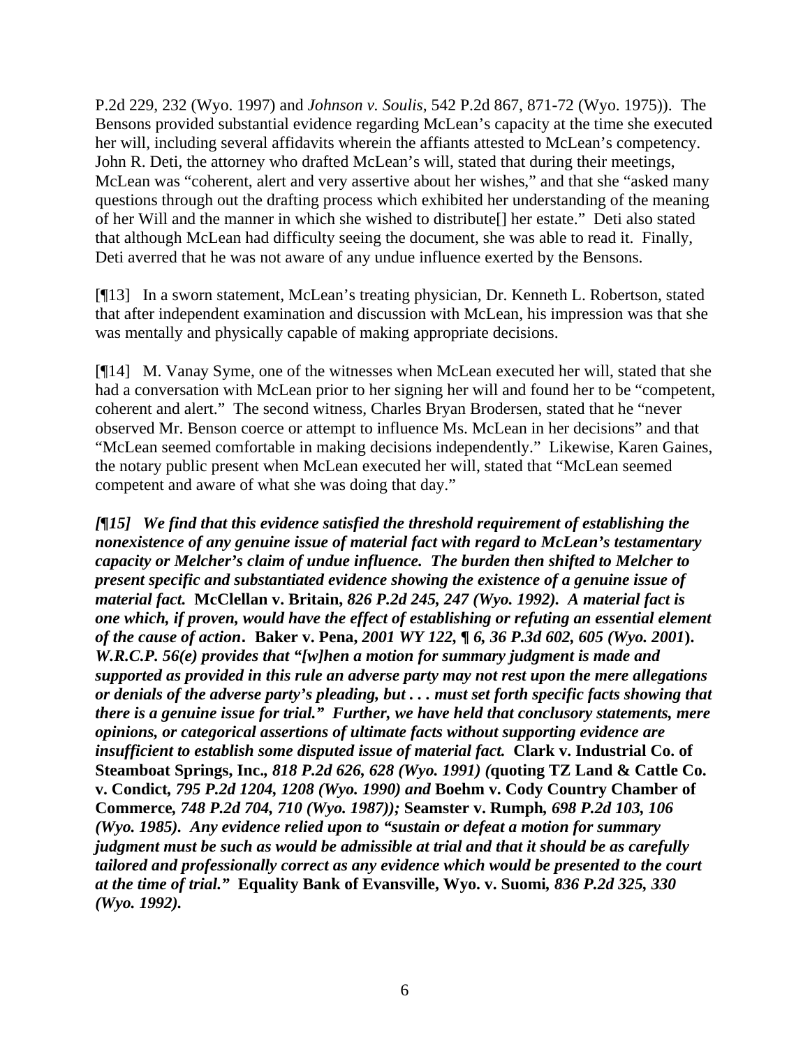P.2d 229, 232 (Wyo. 1997) and *Johnson v. Soulis*, 542 P.2d 867, 871-72 (Wyo. 1975)). The Bensons provided substantial evidence regarding McLean's capacity at the time she executed her will, including several affidavits wherein the affiants attested to McLean's competency. John R. Deti, the attorney who drafted McLean's will, stated that during their meetings, McLean was "coherent, alert and very assertive about her wishes," and that she "asked many questions through out the drafting process which exhibited her understanding of the meaning of her Will and the manner in which she wished to distribute[] her estate." Deti also stated that although McLean had difficulty seeing the document, she was able to read it. Finally, Deti averred that he was not aware of any undue influence exerted by the Bensons.

[¶13] In a sworn statement, McLean's treating physician, Dr. Kenneth L. Robertson, stated that after independent examination and discussion with McLean, his impression was that she was mentally and physically capable of making appropriate decisions.

[¶14] M. Vanay Syme, one of the witnesses when McLean executed her will, stated that she had a conversation with McLean prior to her signing her will and found her to be "competent, coherent and alert." The second witness, Charles Bryan Brodersen, stated that he "never observed Mr. Benson coerce or attempt to influence Ms. McLean in her decisions" and that "McLean seemed comfortable in making decisions independently." Likewise, Karen Gaines, the notary public present when McLean executed her will, stated that "McLean seemed competent and aware of what she was doing that day."

***[¶15] We find that this evidence satisfied the threshold requirement of establishing the nonexistence of any genuine issue of material fact with regard to McLean's testamentary capacity or Melcher's claim of undue influence. The burden then shifted to Melcher to present specific and substantiated evidence showing the existence of a genuine issue of material fact.* McClellan v. Britain, *826 P.2d 245, 247 (Wyo. 1992). A material fact is one which, if proven, would have the effect of establishing or refuting an essential element of the cause of action*. Baker v. Pena, *2001 WY 122, ¶ 6, 36 P.3d 602, 605 (Wyo. 2001*). *W.R.C.P. 56(e) provides that "[w]hen a motion for summary judgment is made and supported as provided in this rule an adverse party may not rest upon the mere allegations or denials of the adverse party's pleading, but . . . must set forth specific facts showing that there is a genuine issue for trial." Further, we have held that conclusory statements, mere opinions, or categorical assertions of ultimate facts without supporting evidence are insufficient to establish some disputed issue of material fact.* Clark v. Industrial Co. of Steamboat Springs, Inc., *818 P.2d 626, 628 (Wyo. 1991) (*quoting TZ Land & Cattle Co. v. Condict, *795 P.2d 1204, 1208 (Wyo. 1990) and* Boehm v. Cody Country Chamber of Commerce, *748 P.2d 704, 710 (Wyo. 1987));* Seamster v. Rumph, *698 P.2d 103, 106 (Wyo. 1985). Any evidence relied upon to "sustain or defeat a motion for summary judgment must be such as would be admissible at trial and that it should be as carefully tailored and professionally correct as any evidence which would be presented to the court at the time of trial."* Equality Bank of Evansville, Wyo. v. Suomi, *836 P.2d 325, 330 (Wyo. 1992).***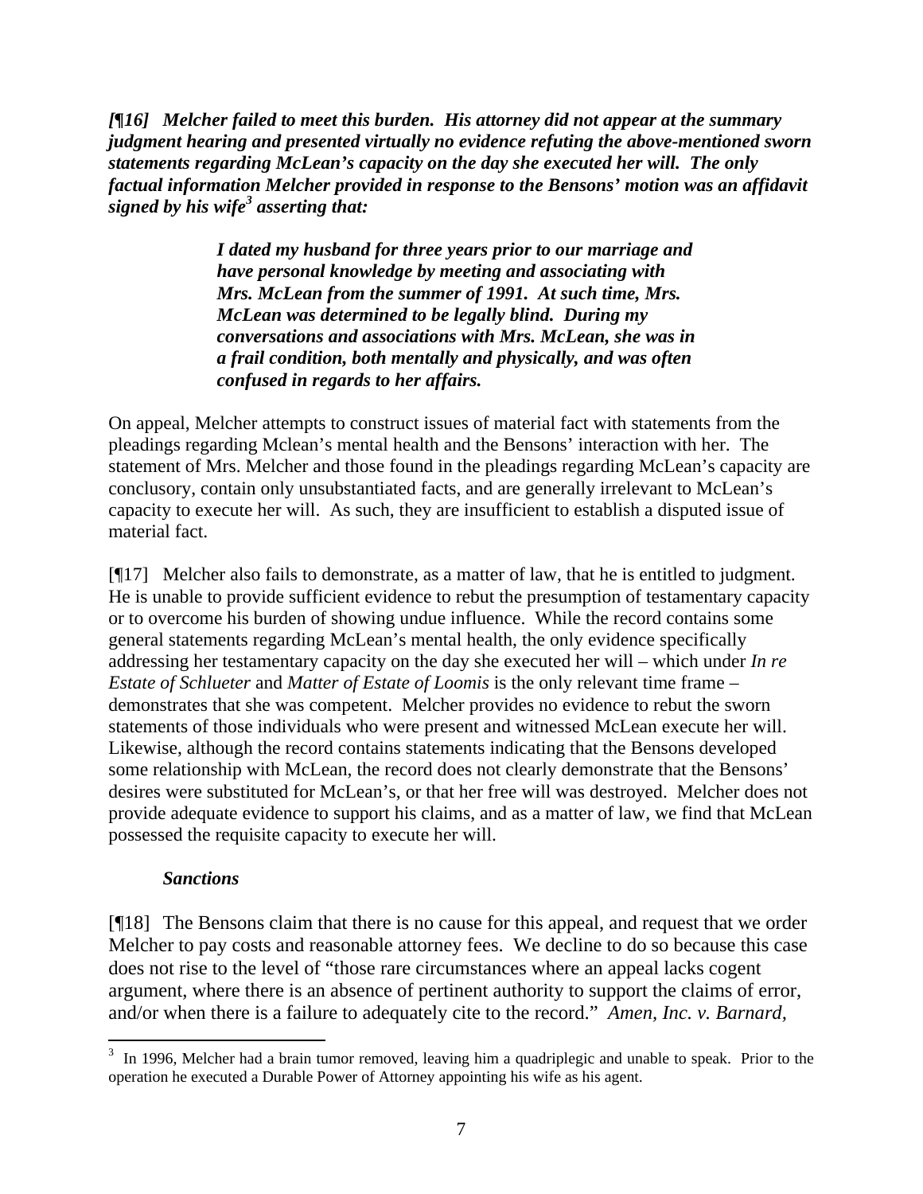***[¶16] Melcher failed to meet this burden. His attorney did not appear at the summary judgment hearing and presented virtually no evidence refuting the above-mentioned sworn statements regarding McLean's capacity on the day she executed her will. The only factual information Melcher provided in response to the Bensons' motion was an affidavit signed by his wife[3] asserting that:***

> ***I dated my husband for three years prior to our marriage and have personal knowledge by meeting and associating with Mrs. McLean from the summer of 1991. At such time, Mrs. McLean was determined to be legally blind. During my conversations and associations with Mrs. McLean, she was in a frail condition, both mentally and physically, and was often confused in regards to her affairs.***

On appeal, Melcher attempts to construct issues of material fact with statements from the pleadings regarding Mclean's mental health and the Bensons' interaction with her. The statement of Mrs. Melcher and those found in the pleadings regarding McLean's capacity are conclusory, contain only unsubstantiated facts, and are generally irrelevant to McLean's capacity to execute her will. As such, they are insufficient to establish a disputed issue of material fact.

[¶17] Melcher also fails to demonstrate, as a matter of law, that he is entitled to judgment. He is unable to provide sufficient evidence to rebut the presumption of testamentary capacity or to overcome his burden of showing undue influence. While the record contains some general statements regarding McLean's mental health, the only evidence specifically addressing her testamentary capacity on the day she executed her will – which under *In re Estate of Schlueter* and *Matter of Estate of Loomis* is the only relevant time frame – demonstrates that she was competent. Melcher provides no evidence to rebut the sworn statements of those individuals who were present and witnessed McLean execute her will. Likewise, although the record contains statements indicating that the Bensons developed some relationship with McLean, the record does not clearly demonstrate that the Bensons' desires were substituted for McLean's, or that her free will was destroyed. Melcher does not provide adequate evidence to support his claims, and as a matter of law, we find that McLean possessed the requisite capacity to execute her will.

### *Sanctions*

[¶18] The Bensons claim that there is no cause for this appeal, and request that we order Melcher to pay costs and reasonable attorney fees. We decline to do so because this case does not rise to the level of "those rare circumstances where an appeal lacks cogent argument, where there is an absence of pertinent authority to support the claims of error, and/or when there is a failure to adequately cite to the record." *Amen, Inc. v. Barnard*,

---

[3] In 1996, Melcher had a brain tumor removed, leaving him a quadriplegic and unable to speak. Prior to the operation he executed a Durable Power of Attorney appointing his wife as his agent.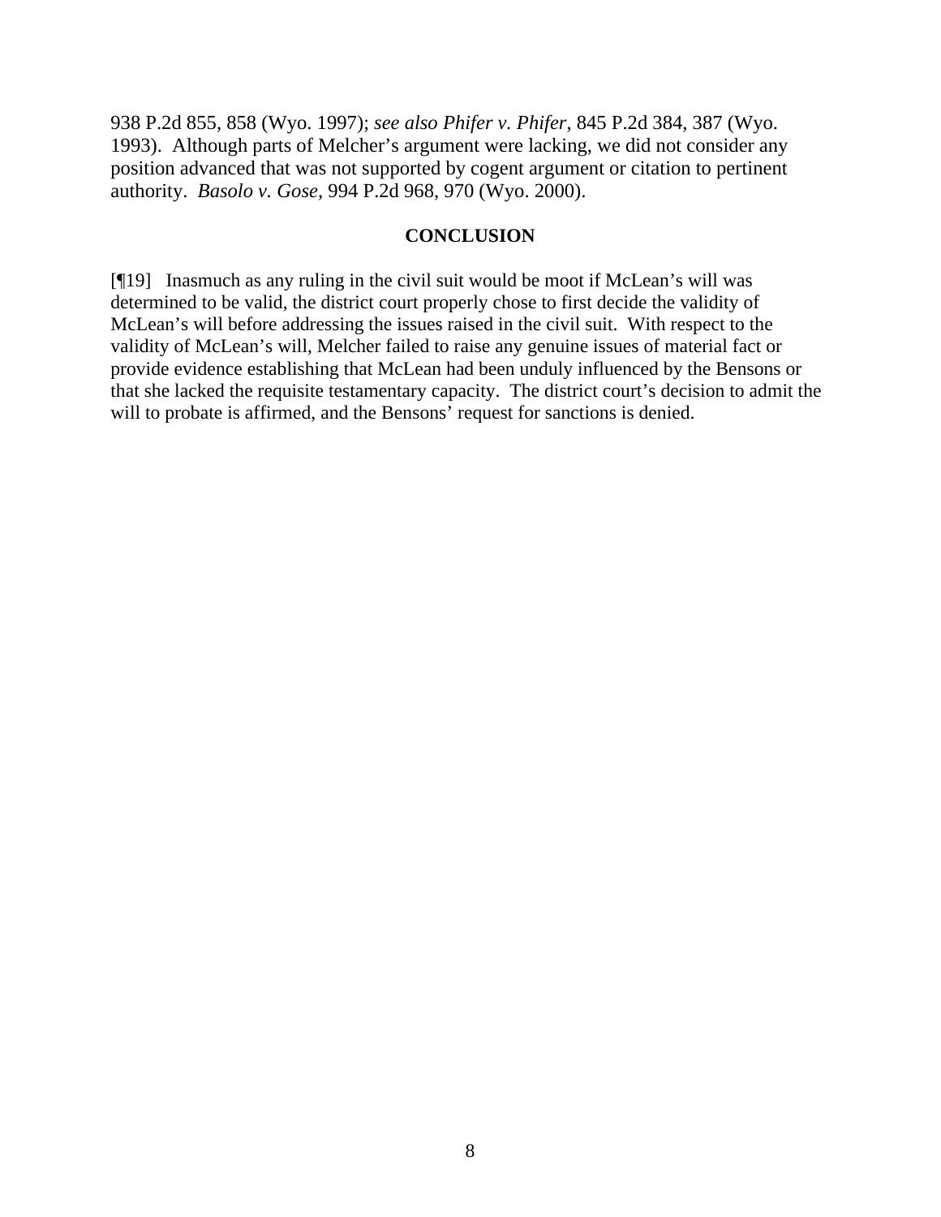938 P.2d 855, 858 (Wyo. 1997); *see also Phifer v. Phifer*, 845 P.2d 384, 387 (Wyo. 1993). Although parts of Melcher's argument were lacking, we did not consider any position advanced that was not supported by cogent argument or citation to pertinent authority. *Basolo v. Gose*, 994 P.2d 968, 970 (Wyo. 2000).

## CONCLUSION

[¶19] Inasmuch as any ruling in the civil suit would be moot if McLean's will was determined to be valid, the district court properly chose to first decide the validity of McLean's will before addressing the issues raised in the civil suit. With respect to the validity of McLean's will, Melcher failed to raise any genuine issues of material fact or provide evidence establishing that McLean had been unduly influenced by the Bensons or that she lacked the requisite testamentary capacity. The district court's decision to admit the will to probate is affirmed, and the Bensons' request for sanctions is denied.